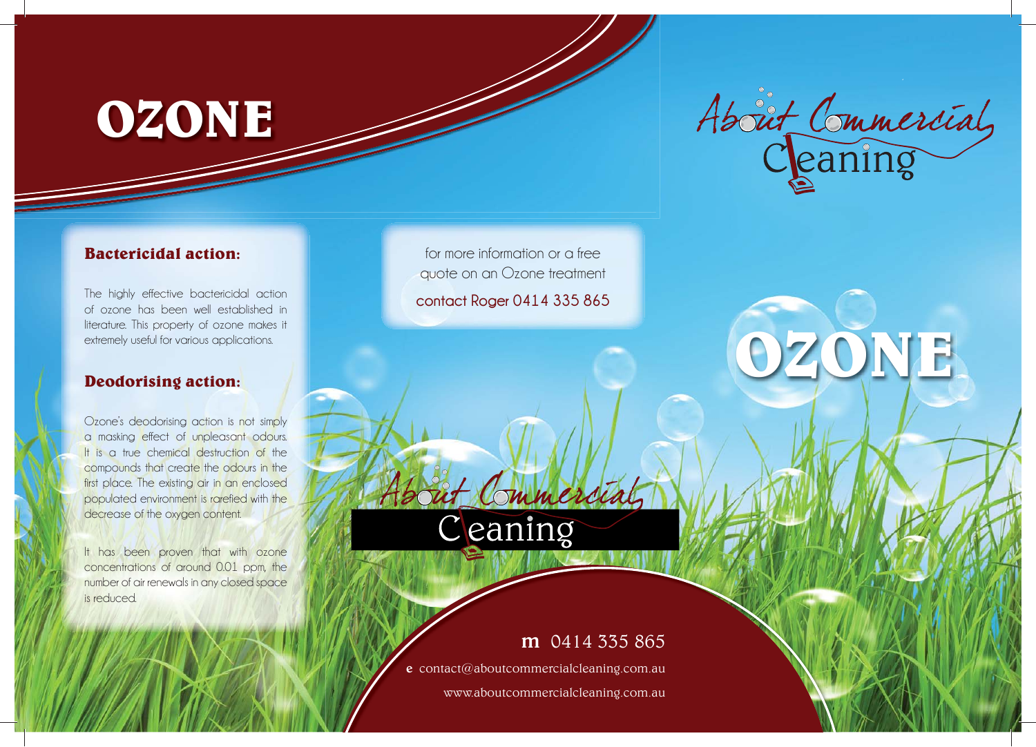# OZONE

### Bactericidal action:

The highly effective bactericidal action of ozone has been well established in literature. This property of ozone makes it extremely useful for various applications.

### Deodorising action:

Ozone's deodorising action is not simply a masking effect of unpleasant odours. It is a true chemical destruction of the compounds that create the odours in the first place. The existing air in an enclosed populated environment is rarefied with the decrease of the oxygen content.

It has been proven that with ozone concentrations of around 0.01 ppm, the number of air renewals in any closed space is reduced.

for more information or a free quote on an Ozone treatment

contact Roger 0414 335 865

About Commercial Cleaning

**m** 0414 335 865

**e** contact@aboutcommercialcleaning.com.au

www.aboutcommercialcleaning.com.au

About Commercial Cleaning

# OZONE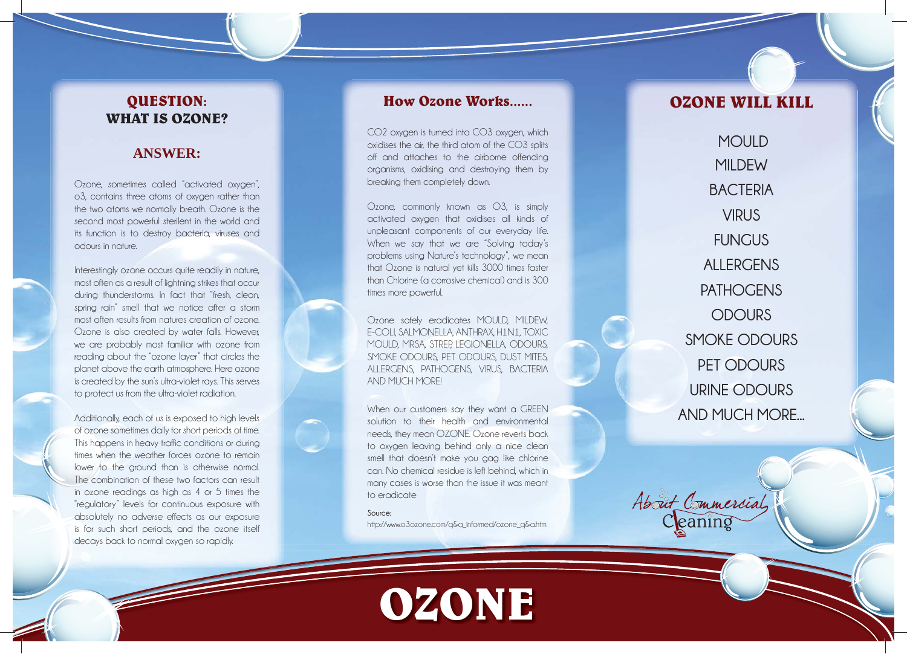## QUESTION: WHAT IS OZONE?

## ANSWER:

Ozone, sometimes called "activated oxygen", o3, contains three atoms of oxygen rather than the two atoms we normally breath. Ozone is the second most powerful sterilent in the world and its function is to destroy bacteria, viruses and odours in nature.

Interestingly ozone occurs quite readily in nature, most often as a result of lightning strikes that occur during thunderstorms. In fact that "fresh, clean, spring rain" smell that we notice after a storm most often results from natures creation of ozone. Ozone is also created by water falls. However, we are probably most familiar with ozone from reading about the "ozone layer" that circles the planet above the earth atmosphere. Here ozone is created by the sun's ultra-violet rays. This serves to protect us from the ultra-violet radiation.

Additionally, each of us is exposed to high levels of ozone sometimes daily for short periods of time. This happens in heavy traffic conditions or during times when the weather forces ozone to remain lower to the ground than is otherwise normal. The combination of these two factors can result in ozone readings as high as 4 or 5 times the "regulatory" levels for continuous exposure with absolutely no adverse effects as our exposure is for such short periods, and the ozone itself decays back to normal oxygen so rapidly.

## How Ozone Works......

CO2 oxygen is turned into CO3 oxygen, which oxidises the air, the third atom of the CO3 splits off and attaches to the airborne offending organisms, oxidising and destroying them by breaking them completely down.

Ozone, commonly known as O3, is simply activated oxygen that oxidises all kinds of unpleasant components of our everyday life. When we say that we are "Solving today's problems using Nature's technology", we mean that Ozone is natural yet kills 3000 times faster than Chlorine (a corrosive chemical) and is 300 times more powerful.

Ozone safely eradicates MOULD, MILDEW, E-COLI, SALMONELLA, ANTHRAX, H1N1, TOXIC MOULD, MRSA, STREP, LEGIONELLA, ODOURS, SMOKE ODOURS, PET ODOURS, DUST MITES, ALLERGENS, PATHOGENS, VIRUS, BACTERIA AND MUCH MORE!

When our customers say they want a GREEN solution to their health and environmental needs, they mean OZONE. Ozone reverts back to oxygen leaving behind only a nice clean smell that doesn't make you gag like chlorine can. No chemical residue is left behind, which in many cases is worse than the issue it was meant to eradicate

Source:
http://www.o3ozone.com/q&a_informed/ozone_q&a.htm

## OZONE WILL KILL

MOULD
MILDEW
BACTERIA
VIRUS
FUNGUS
ALLERGENS
PATHOGENS
ODOURS
SMOKE ODOURS
PET ODOURS
URINE ODOURS
AND MUCH MORE...

About Commercial Cleaning

# OZONE